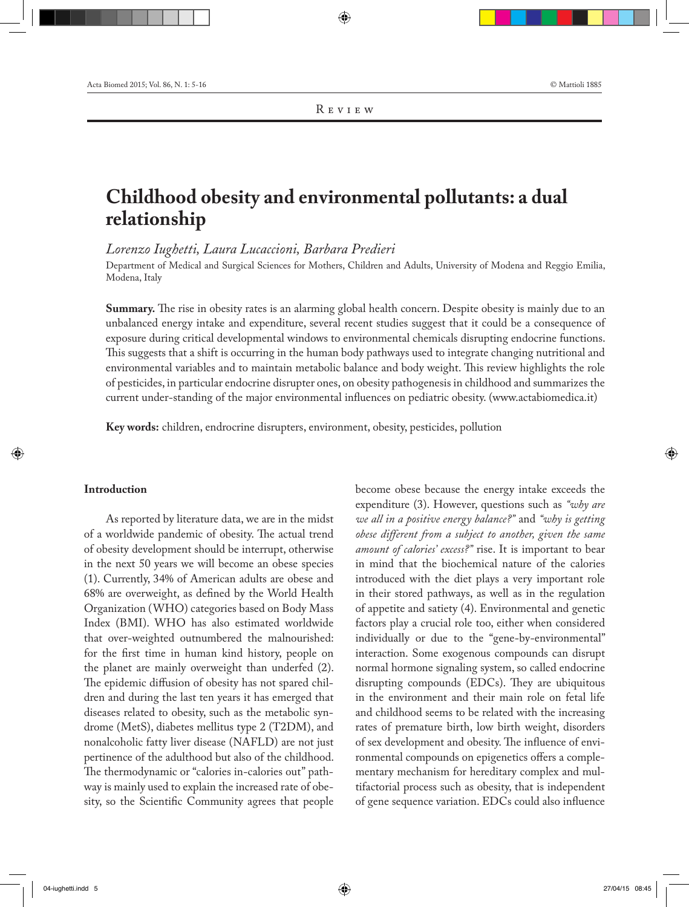Review

# Childhood obesity and environmental pollutants: a dual relationship

*Lorenzo Iughetti, Laura Lucaccioni, Barbara Predieri*

Department of Medical and Surgical Sciences for Mothers, Children and Adults, University of Modena and Reggio Emilia, Modena, Italy

**Summary.** The rise in obesity rates is an alarming global health concern. Despite obesity is mainly due to an unbalanced energy intake and expenditure, several recent studies suggest that it could be a consequence of exposure during critical developmental windows to environmental chemicals disrupting endocrine functions. This suggests that a shift is occurring in the human body pathways used to integrate changing nutritional and environmental variables and to maintain metabolic balance and body weight. This review highlights the role of pesticides, in particular endocrine disrupter ones, on obesity pathogenesis in childhood and summarizes the current under-standing of the major environmental influences on pediatric obesity. (www.actabiomedica.it)

**Key words:** children, endrocrine disrupters, environment, obesity, pesticides, pollution

## Introduction

As reported by literature data, we are in the midst of a worldwide pandemic of obesity. The actual trend of obesity development should be interrupt, otherwise in the next 50 years we will become an obese species (1). Currently, 34% of American adults are obese and 68% are overweight, as defined by the World Health Organization (WHO) categories based on Body Mass Index (BMI). WHO has also estimated worldwide that over-weighted outnumbered the malnourished: for the first time in human kind history, people on the planet are mainly overweight than underfed (2). The epidemic diffusion of obesity has not spared children and during the last ten years it has emerged that diseases related to obesity, such as the metabolic syndrome (MetS), diabetes mellitus type 2 (T2DM), and nonalcoholic fatty liver disease (NAFLD) are not just pertinence of the adulthood but also of the childhood. The thermodynamic or "calories in-calories out" pathway is mainly used to explain the increased rate of obesity, so the Scientific Community agrees that people become obese because the energy intake exceeds the expenditure (3). However, questions such as *"why are we all in a positive energy balance?"* and *"why is getting obese different from a subject to another, given the same amount of calories' excess?"* rise. It is important to bear in mind that the biochemical nature of the calories introduced with the diet plays a very important role in their stored pathways, as well as in the regulation of appetite and satiety (4). Environmental and genetic factors play a crucial role too, either when considered individually or due to the "gene-by-environmental" interaction. Some exogenous compounds can disrupt normal hormone signaling system, so called endocrine disrupting compounds (EDCs). They are ubiquitous in the environment and their main role on fetal life and childhood seems to be related with the increasing rates of premature birth, low birth weight, disorders of sex development and obesity. The influence of environmental compounds on epigenetics offers a complementary mechanism for hereditary complex and multifactorial process such as obesity, that is independent of gene sequence variation. EDCs could also influence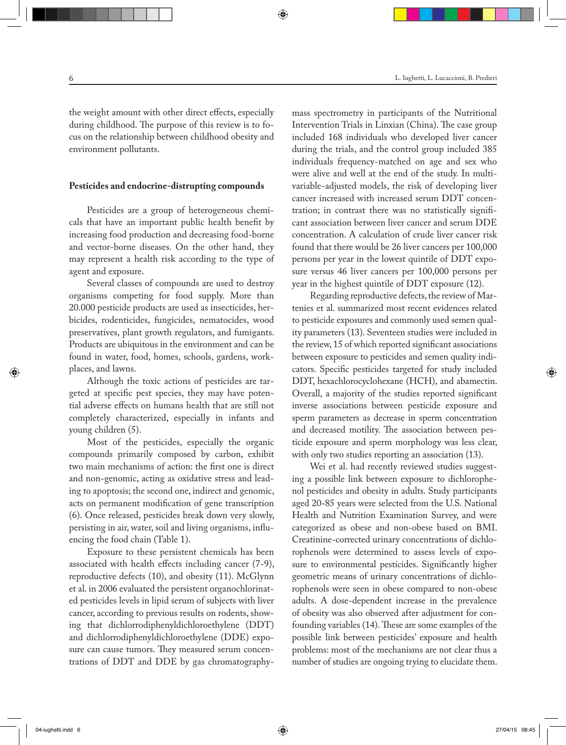the weight amount with other direct effects, especially during childhood. The purpose of this review is to focus on the relationship between childhood obesity and environment pollutants.

## Pesticides and endocrine-distrupting compounds

Pesticides are a group of heterogeneous chemicals that have an important public health benefit by increasing food production and decreasing food-borne and vector-borne diseases. On the other hand, they may represent a health risk according to the type of agent and exposure.

Several classes of compounds are used to destroy organisms competing for food supply. More than 20.000 pesticide products are used as insecticides, herbicides, rodenticides, fungicides, nematocides, wood preservatives, plant growth regulators, and fumigants. Products are ubiquitous in the environment and can be found in water, food, homes, schools, gardens, workplaces, and lawns.

Although the toxic actions of pesticides are targeted at specific pest species, they may have potential adverse effects on humans health that are still not completely characterized, especially in infants and young children (5).

Most of the pesticides, especially the organic compounds primarily composed by carbon, exhibit two main mechanisms of action: the first one is direct and non-genomic, acting as oxidative stress and leading to apoptosis; the second one, indirect and genomic, acts on permanent modification of gene transcription (6). Once released, pesticides break down very slowly, persisting in air, water, soil and living organisms, influencing the food chain (Table 1).

Exposure to these persistent chemicals has been associated with health effects including cancer (7-9), reproductive defects (10), and obesity (11). McGlynn et al. in 2006 evaluated the persistent organochlorinated pesticides levels in lipid serum of subjects with liver cancer, according to previous results on rodents, showing that dichlorrodiphenyldichloroethylene (DDT) and dichlorrodiphenyldichloroethylene (DDE) exposure can cause tumors. They measured serum concentrations of DDT and DDE by gas chromatography-mass spectrometry in participants of the Nutritional Intervention Trials in Linxian (China). The case group included 168 individuals who developed liver cancer during the trials, and the control group included 385 individuals frequency-matched on age and sex who were alive and well at the end of the study. In multivariable-adjusted models, the risk of developing liver cancer increased with increased serum DDT concentration; in contrast there was no statistically significant association between liver cancer and serum DDE concentration. A calculation of crude liver cancer risk found that there would be 26 liver cancers per 100,000 persons per year in the lowest quintile of DDT exposure versus 46 liver cancers per 100,000 persons per year in the highest quintile of DDT exposure (12).

Regarding reproductive defects, the review of Martenies et al. summarized most recent evidences related to pesticide exposures and commonly used semen quality parameters (13). Seventeen studies were included in the review, 15 of which reported significant associations between exposure to pesticides and semen quality indicators. Specific pesticides targeted for study included DDT, hexachlorocyclohexane (HCH), and abamectin. Overall, a majority of the studies reported significant inverse associations between pesticide exposure and sperm parameters as decrease in sperm concentration and decreased motility. The association between pesticide exposure and sperm morphology was less clear, with only two studies reporting an association (13).

Wei et al. had recently reviewed studies suggesting a possible link between exposure to dichlorophenol pesticides and obesity in adults. Study participants aged 20-85 years were selected from the U.S. National Health and Nutrition Examination Survey, and were categorized as obese and non-obese based on BMI. Creatinine-corrected urinary concentrations of dichlorophenols were determined to assess levels of exposure to environmental pesticides. Significantly higher geometric means of urinary concentrations of dichlorophenols were seen in obese compared to non-obese adults. A dose-dependent increase in the prevalence of obesity was also observed after adjustment for confounding variables (14). These are some examples of the possible link between pesticides' exposure and health problems: most of the mechanisms are not clear thus a number of studies are ongoing trying to elucidate them.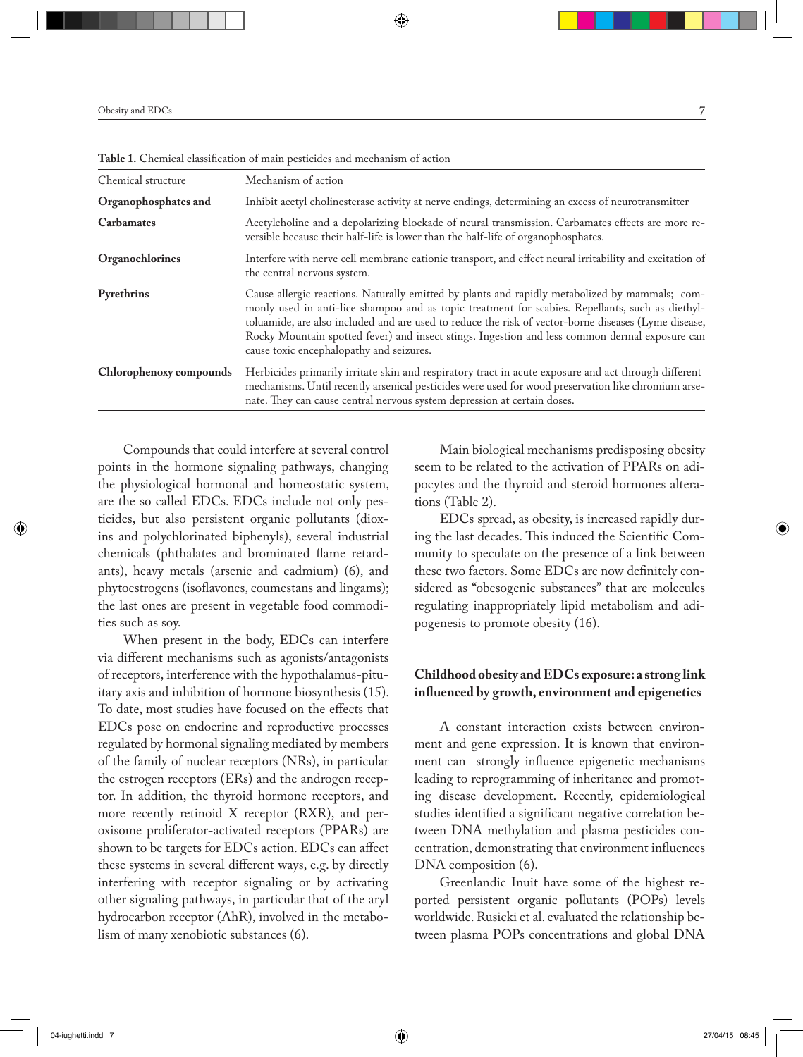**Table 1.** Chemical classification of main pesticides and mechanism of action

| Chemical structure | Mechanism of action |
|---|---|
| **Organophosphates and** | Inhibit acetyl cholinesterase activity at nerve endings, determining an excess of neurotransmitter |
| **Carbamates** | Acetylcholine and a depolarizing blockade of neural transmission. Carbamates effects are more reversible because their half-life is lower than the half-life of organophosphates. |
| **Organochlorines** | Interfere with nerve cell membrane cationic transport, and effect neural irritability and excitation of the central nervous system. |
| **Pyrethrins** | Cause allergic reactions. Naturally emitted by plants and rapidly metabolized by mammals; commonly used in anti-lice shampoo and as topic treatment for scabies. Repellants, such as diethyltoluamide, are also included and are used to reduce the risk of vector-borne diseases (Lyme disease, Rocky Mountain spotted fever) and insect stings. Ingestion and less common dermal exposure can cause toxic encephalopathy and seizures. |
| **Chlorophenoxy compounds** | Herbicides primarily irritate skin and respiratory tract in acute exposure and act through different mechanisms. Until recently arsenical pesticides were used for wood preservation like chromium arsenate. They can cause central nervous system depression at certain doses. |

Compounds that could interfere at several control points in the hormone signaling pathways, changing the physiological hormonal and homeostatic system, are the so called EDCs. EDCs include not only pesticides, but also persistent organic pollutants (dioxins and polychlorinated biphenyls), several industrial chemicals (phthalates and brominated flame retardants), heavy metals (arsenic and cadmium) (6), and phytoestrogens (isoflavones, coumestans and lingams); the last ones are present in vegetable food commodities such as soy.

When present in the body, EDCs can interfere via different mechanisms such as agonists/antagonists of receptors, interference with the hypothalamus-pituitary axis and inhibition of hormone biosynthesis (15). To date, most studies have focused on the effects that EDCs pose on endocrine and reproductive processes regulated by hormonal signaling mediated by members of the family of nuclear receptors (NRs), in particular the estrogen receptors (ERs) and the androgen receptor. In addition, the thyroid hormone receptors, and more recently retinoid X receptor (RXR), and peroxisome proliferator-activated receptors (PPARs) are shown to be targets for EDCs action. EDCs can affect these systems in several different ways, e.g. by directly interfering with receptor signaling or by activating other signaling pathways, in particular that of the aryl hydrocarbon receptor (AhR), involved in the metabolism of many xenobiotic substances (6).

Main biological mechanisms predisposing obesity seem to be related to the activation of PPARs on adipocytes and the thyroid and steroid hormones alterations (Table 2).

EDCs spread, as obesity, is increased rapidly during the last decades. This induced the Scientific Community to speculate on the presence of a link between these two factors. Some EDCs are now definitely considered as "obesogenic substances" that are molecules regulating inappropriately lipid metabolism and adipogenesis to promote obesity (16).

## Childhood obesity and EDCs exposure: a strong link influenced by growth, environment and epigenetics

A constant interaction exists between environment and gene expression. It is known that environment can strongly influence epigenetic mechanisms leading to reprogramming of inheritance and promoting disease development. Recently, epidemiological studies identified a significant negative correlation between DNA methylation and plasma pesticides concentration, demonstrating that environment influences DNA composition (6).

Greenlandic Inuit have some of the highest reported persistent organic pollutants (POPs) levels worldwide. Rusicki et al. evaluated the relationship between plasma POPs concentrations and global DNA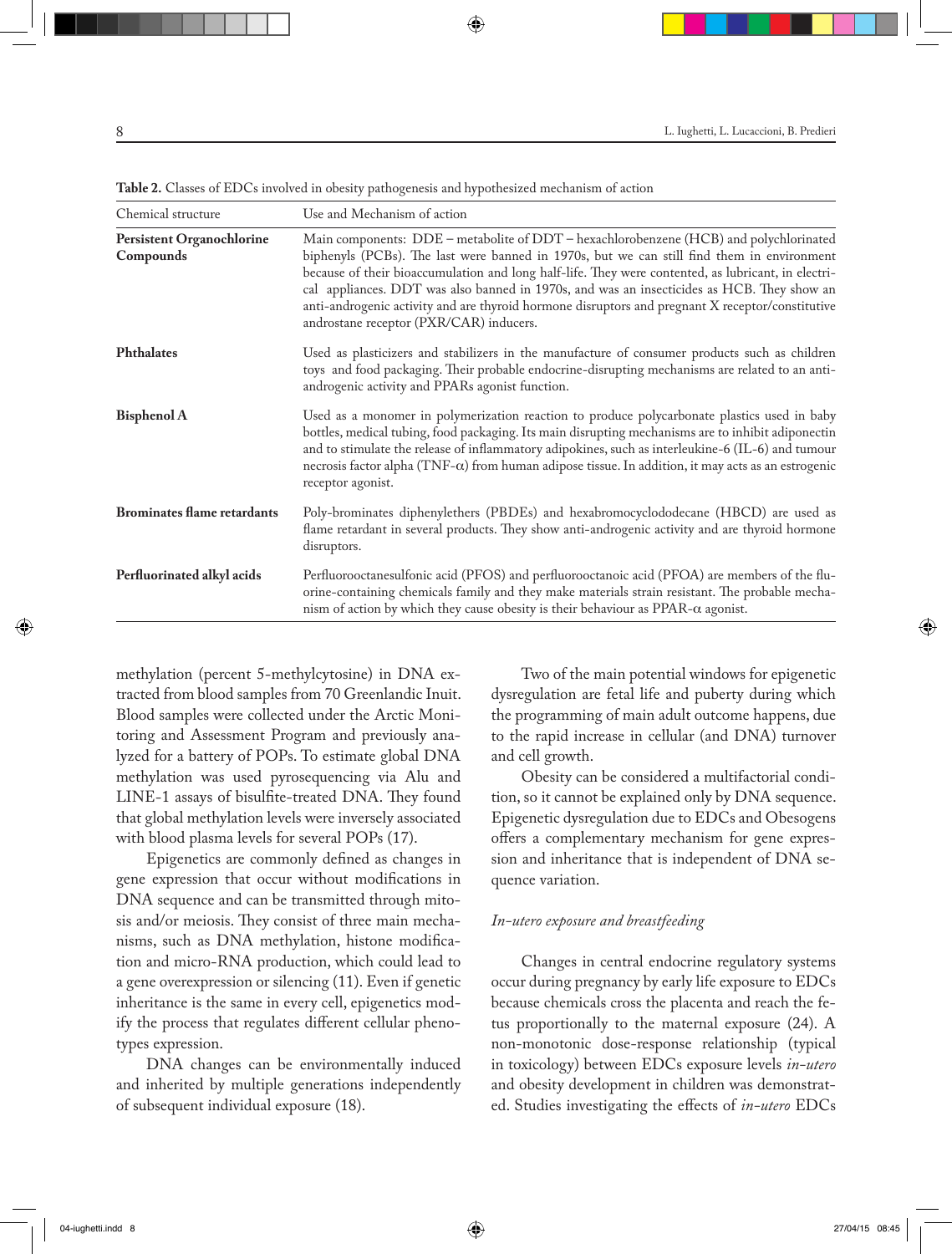**Table 2.** Classes of EDCs involved in obesity pathogenesis and hypothesized mechanism of action

| Chemical structure | Use and Mechanism of action |
|---|---|
| **Persistent Organochlorine Compounds** | Main components: DDE – metabolite of DDT – hexachlorobenzene (HCB) and polychlorinated biphenyls (PCBs). The last were banned in 1970s, but we can still find them in environment because of their bioaccumulation and long half-life. They were contented, as lubricant, in electrical appliances. DDT was also banned in 1970s, and was an insecticides as HCB. They show an anti-androgenic activity and are thyroid hormone disruptors and pregnant X receptor/constitutive androstane receptor (PXR/CAR) inducers. |
| **Phthalates** | Used as plasticizers and stabilizers in the manufacture of consumer products such as children toys and food packaging. Their probable endocrine-disrupting mechanisms are related to an anti-androgenic activity and PPARs agonist function. |
| **Bisphenol A** | Used as a monomer in polymerization reaction to produce polycarbonate plastics used in baby bottles, medical tubing, food packaging. Its main disrupting mechanisms are to inhibit adiponectin and to stimulate the release of inflammatory adipokines, such as interleukine-6 (IL-6) and tumour necrosis factor alpha (TNF-$\alpha$) from human adipose tissue. In addition, it may acts as an estrogenic receptor agonist. |
| **Brominates flame retardants** | Poly-brominates diphenylethers (PBDEs) and hexabromocyclododecane (HBCD) are used as flame retardant in several products. They show anti-androgenic activity and are thyroid hormone disruptors. |
| **Perfluorinated alkyl acids** | Perfluorooctanesulfonic acid (PFOS) and perfluorooctanoic acid (PFOA) are members of the fluorine-containing chemicals family and they make materials strain resistant. The probable mechanism of action by which they cause obesity is their behaviour as PPAR-$\alpha$ agonist. |

methylation (percent 5-methylcytosine) in DNA extracted from blood samples from 70 Greenlandic Inuit. Blood samples were collected under the Arctic Monitoring and Assessment Program and previously analyzed for a battery of POPs. To estimate global DNA methylation was used pyrosequencing via Alu and LINE-1 assays of bisulfite-treated DNA. They found that global methylation levels were inversely associated with blood plasma levels for several POPs (17).

Epigenetics are commonly defined as changes in gene expression that occur without modifications in DNA sequence and can be transmitted through mitosis and/or meiosis. They consist of three main mechanisms, such as DNA methylation, histone modification and micro-RNA production, which could lead to a gene overexpression or silencing (11). Even if genetic inheritance is the same in every cell, epigenetics modify the process that regulates different cellular phenotypes expression.

DNA changes can be environmentally induced and inherited by multiple generations independently of subsequent individual exposure (18).

Two of the main potential windows for epigenetic dysregulation are fetal life and puberty during which the programming of main adult outcome happens, due to the rapid increase in cellular (and DNA) turnover and cell growth.

Obesity can be considered a multifactorial condition, so it cannot be explained only by DNA sequence. Epigenetic dysregulation due to EDCs and Obesogens offers a complementary mechanism for gene expression and inheritance that is independent of DNA sequence variation.

### *In-utero exposure and breastfeeding*

Changes in central endocrine regulatory systems occur during pregnancy by early life exposure to EDCs because chemicals cross the placenta and reach the fetus proportionally to the maternal exposure (24). A non-monotonic dose-response relationship (typical in toxicology) between EDCs exposure levels *in-utero* and obesity development in children was demonstrated. Studies investigating the effects of *in-utero* EDCs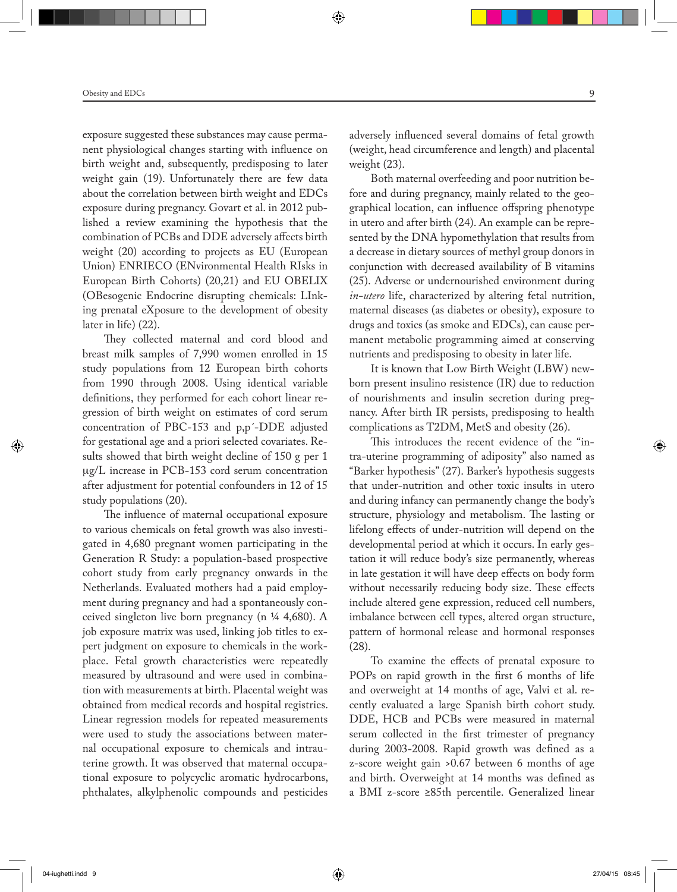exposure suggested these substances may cause permanent physiological changes starting with influence on birth weight and, subsequently, predisposing to later weight gain (19). Unfortunately there are few data about the correlation between birth weight and EDCs exposure during pregnancy. Govart et al. in 2012 published a review examining the hypothesis that the combination of PCBs and DDE adversely affects birth weight (20) according to projects as EU (European Union) ENRIECO (ENvironmental Health RIsks in European Birth Cohorts) (20,21) and EU OBELIX (OBesogenic Endocrine disrupting chemicals: LInking prenatal eXposure to the development of obesity later in life) (22).

They collected maternal and cord blood and breast milk samples of 7,990 women enrolled in 15 study populations from 12 European birth cohorts from 1990 through 2008. Using identical variable definitions, they performed for each cohort linear regression of birth weight on estimates of cord serum concentration of PBC-153 and p,p´-DDE adjusted for gestational age and a priori selected covariates. Results showed that birth weight decline of 150 g per 1 μg/L increase in PCB-153 cord serum concentration after adjustment for potential confounders in 12 of 15 study populations (20).

The influence of maternal occupational exposure to various chemicals on fetal growth was also investigated in 4,680 pregnant women participating in the Generation R Study: a population-based prospective cohort study from early pregnancy onwards in the Netherlands. Evaluated mothers had a paid employment during pregnancy and had a spontaneously conceived singleton live born pregnancy (n ¼ 4,680). A job exposure matrix was used, linking job titles to expert judgment on exposure to chemicals in the workplace. Fetal growth characteristics were repeatedly measured by ultrasound and were used in combination with measurements at birth. Placental weight was obtained from medical records and hospital registries. Linear regression models for repeated measurements were used to study the associations between maternal occupational exposure to chemicals and intrauterine growth. It was observed that maternal occupational exposure to polycyclic aromatic hydrocarbons, phthalates, alkylphenolic compounds and pesticides adversely influenced several domains of fetal growth (weight, head circumference and length) and placental weight (23).

Both maternal overfeeding and poor nutrition before and during pregnancy, mainly related to the geographical location, can influence offspring phenotype in utero and after birth (24). An example can be represented by the DNA hypomethylation that results from a decrease in dietary sources of methyl group donors in conjunction with decreased availability of B vitamins (25). Adverse or undernourished environment during *in-utero* life, characterized by altering fetal nutrition, maternal diseases (as diabetes or obesity), exposure to drugs and toxics (as smoke and EDCs), can cause permanent metabolic programming aimed at conserving nutrients and predisposing to obesity in later life.

It is known that Low Birth Weight (LBW) newborn present insulino resistence (IR) due to reduction of nourishments and insulin secretion during pregnancy. After birth IR persists, predisposing to health complications as T2DM, MetS and obesity (26).

This introduces the recent evidence of the "intra-uterine programming of adiposity" also named as "Barker hypothesis" (27). Barker's hypothesis suggests that under-nutrition and other toxic insults in utero and during infancy can permanently change the body's structure, physiology and metabolism. The lasting or lifelong effects of under-nutrition will depend on the developmental period at which it occurs. In early gestation it will reduce body's size permanently, whereas in late gestation it will have deep effects on body form without necessarily reducing body size. These effects include altered gene expression, reduced cell numbers, imbalance between cell types, altered organ structure, pattern of hormonal release and hormonal responses (28).

To examine the effects of prenatal exposure to POPs on rapid growth in the first 6 months of life and overweight at 14 months of age, Valvi et al. recently evaluated a large Spanish birth cohort study. DDE, HCB and PCBs were measured in maternal serum collected in the first trimester of pregnancy during 2003-2008. Rapid growth was defined as a z-score weight gain >0.67 between 6 months of age and birth. Overweight at 14 months was defined as a BMI z-score ≥85th percentile. Generalized linear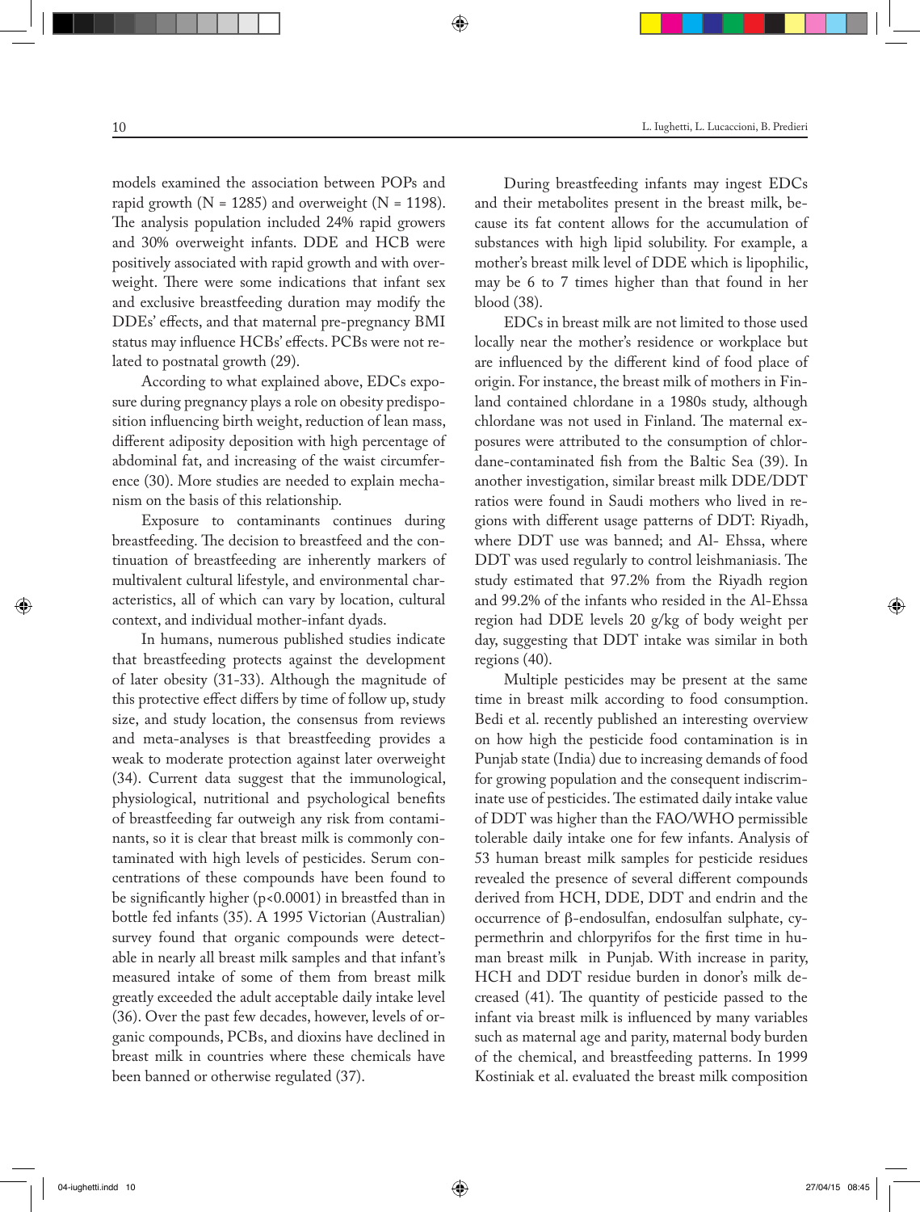models examined the association between POPs and rapid growth (N = 1285) and overweight (N = 1198). The analysis population included 24% rapid growers and 30% overweight infants. DDE and HCB were positively associated with rapid growth and with overweight. There were some indications that infant sex and exclusive breastfeeding duration may modify the DDEs' effects, and that maternal pre-pregnancy BMI status may influence HCBs' effects. PCBs were not related to postnatal growth (29).

According to what explained above, EDCs exposure during pregnancy plays a role on obesity predisposition influencing birth weight, reduction of lean mass, different adiposity deposition with high percentage of abdominal fat, and increasing of the waist circumference (30). More studies are needed to explain mechanism on the basis of this relationship.

Exposure to contaminants continues during breastfeeding. The decision to breastfeed and the continuation of breastfeeding are inherently markers of multivalent cultural lifestyle, and environmental characteristics, all of which can vary by location, cultural context, and individual mother-infant dyads.

In humans, numerous published studies indicate that breastfeeding protects against the development of later obesity (31-33). Although the magnitude of this protective effect differs by time of follow up, study size, and study location, the consensus from reviews and meta-analyses is that breastfeeding provides a weak to moderate protection against later overweight (34). Current data suggest that the immunological, physiological, nutritional and psychological benefits of breastfeeding far outweigh any risk from contaminants, so it is clear that breast milk is commonly contaminated with high levels of pesticides. Serum concentrations of these compounds have been found to be significantly higher ($p<0.0001$) in breastfed than in bottle fed infants (35). A 1995 Victorian (Australian) survey found that organic compounds were detectable in nearly all breast milk samples and that infant's measured intake of some of them from breast milk greatly exceeded the adult acceptable daily intake level (36). Over the past few decades, however, levels of organic compounds, PCBs, and dioxins have declined in breast milk in countries where these chemicals have been banned or otherwise regulated (37).

During breastfeeding infants may ingest EDCs and their metabolites present in the breast milk, because its fat content allows for the accumulation of substances with high lipid solubility. For example, a mother's breast milk level of DDE which is lipophilic, may be 6 to 7 times higher than that found in her blood (38).

EDCs in breast milk are not limited to those used locally near the mother's residence or workplace but are influenced by the different kind of food place of origin. For instance, the breast milk of mothers in Finland contained chlordane in a 1980s study, although chlordane was not used in Finland. The maternal exposures were attributed to the consumption of chlordane-contaminated fish from the Baltic Sea (39). In another investigation, similar breast milk DDE/DDT ratios were found in Saudi mothers who lived in regions with different usage patterns of DDT: Riyadh, where DDT use was banned; and Al- Ehssa, where DDT was used regularly to control leishmaniasis. The study estimated that 97.2% from the Riyadh region and 99.2% of the infants who resided in the Al-Ehssa region had DDE levels 20 g/kg of body weight per day, suggesting that DDT intake was similar in both regions (40).

Multiple pesticides may be present at the same time in breast milk according to food consumption. Bedi et al. recently published an interesting overview on how high the pesticide food contamination is in Punjab state (India) due to increasing demands of food for growing population and the consequent indiscriminate use of pesticides. The estimated daily intake value of DDT was higher than the FAO/WHO permissible tolerable daily intake one for few infants. Analysis of 53 human breast milk samples for pesticide residues revealed the presence of several different compounds derived from HCH, DDE, DDT and endrin and the occurrence of β-endosulfan, endosulfan sulphate, cypermethrin and chlorpyrifos for the first time in human breast milk in Punjab. With increase in parity, HCH and DDT residue burden in donor's milk decreased (41). The quantity of pesticide passed to the infant via breast milk is influenced by many variables such as maternal age and parity, maternal body burden of the chemical, and breastfeeding patterns. In 1999 Kostiniak et al. evaluated the breast milk composition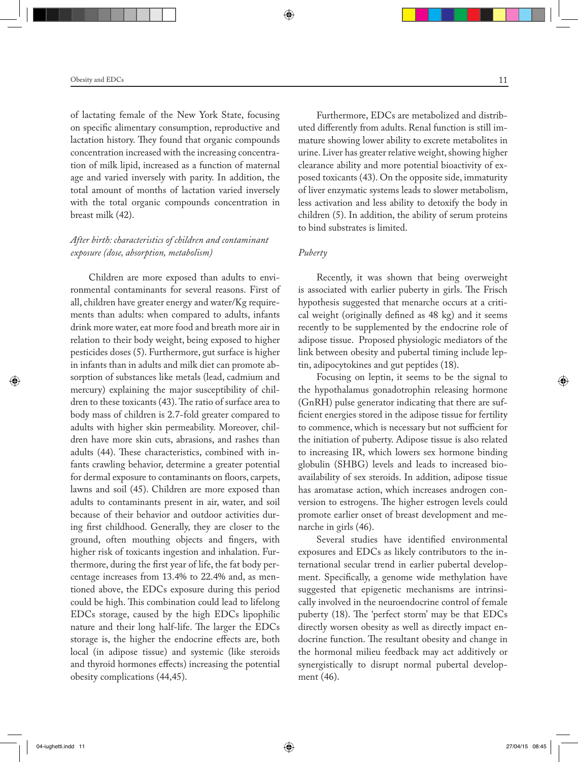of lactating female of the New York State, focusing on specific alimentary consumption, reproductive and lactation history. They found that organic compounds concentration increased with the increasing concentration of milk lipid, increased as a function of maternal age and varied inversely with parity. In addition, the total amount of months of lactation varied inversely with the total organic compounds concentration in breast milk (42).

### *After birth: characteristics of children and contaminant exposure (dose, absorption, metabolism)*

Children are more exposed than adults to environmental contaminants for several reasons. First of all, children have greater energy and water/Kg requirements than adults: when compared to adults, infants drink more water, eat more food and breath more air in relation to their body weight, being exposed to higher pesticides doses (5). Furthermore, gut surface is higher in infants than in adults and milk diet can promote absorption of substances like metals (lead, cadmium and mercury) explaining the major susceptibility of children to these toxicants (43). The ratio of surface area to body mass of children is 2.7-fold greater compared to adults with higher skin permeability. Moreover, children have more skin cuts, abrasions, and rashes than adults (44). These characteristics, combined with infants crawling behavior, determine a greater potential for dermal exposure to contaminants on floors, carpets, lawns and soil (45). Children are more exposed than adults to contaminants present in air, water, and soil because of their behavior and outdoor activities during first childhood. Generally, they are closer to the ground, often mouthing objects and fingers, with higher risk of toxicants ingestion and inhalation. Furthermore, during the first year of life, the fat body percentage increases from 13.4% to 22.4% and, as mentioned above, the EDCs exposure during this period could be high. This combination could lead to lifelong EDCs storage, caused by the high EDCs lipophilic nature and their long half-life. The larger the EDCs storage is, the higher the endocrine effects are, both local (in adipose tissue) and systemic (like steroids and thyroid hormones effects) increasing the potential obesity complications (44,45).

Furthermore, EDCs are metabolized and distributed differently from adults. Renal function is still immature showing lower ability to excrete metabolites in urine. Liver has greater relative weight, showing higher clearance ability and more potential bioactivity of exposed toxicants (43). On the opposite side, immaturity of liver enzymatic systems leads to slower metabolism, less activation and less ability to detoxify the body in children (5). In addition, the ability of serum proteins to bind substrates is limited.

### *Puberty*

Recently, it was shown that being overweight is associated with earlier puberty in girls. The Frisch hypothesis suggested that menarche occurs at a critical weight (originally defined as 48 kg) and it seems recently to be supplemented by the endocrine role of adipose tissue. Proposed physiologic mediators of the link between obesity and pubertal timing include leptin, adipocytokines and gut peptides (18).

Focusing on leptin, it seems to be the signal to the hypothalamus gonadotrophin releasing hormone (GnRH) pulse generator indicating that there are sufficient energies stored in the adipose tissue for fertility to commence, which is necessary but not sufficient for the initiation of puberty. Adipose tissue is also related to increasing IR, which lowers sex hormone binding globulin (SHBG) levels and leads to increased bioavailability of sex steroids. In addition, adipose tissue has aromatase action, which increases androgen conversion to estrogens. The higher estrogen levels could promote earlier onset of breast development and menarche in girls (46).

Several studies have identified environmental exposures and EDCs as likely contributors to the international secular trend in earlier pubertal development. Specifically, a genome wide methylation have suggested that epigenetic mechanisms are intrinsically involved in the neuroendocrine control of female puberty (18). The 'perfect storm' may be that EDCs directly worsen obesity as well as directly impact endocrine function. The resultant obesity and change in the hormonal milieu feedback may act additively or synergistically to disrupt normal pubertal development (46).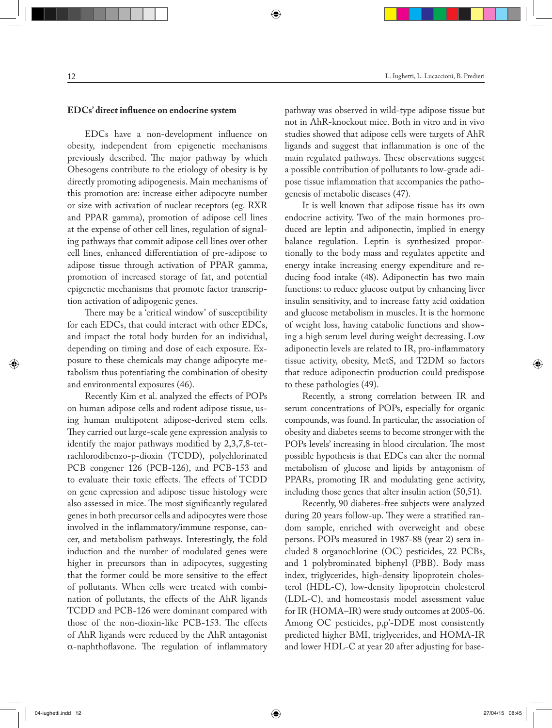### EDCs' direct influence on endocrine system

EDCs have a non-development influence on obesity, independent from epigenetic mechanisms previously described. The major pathway by which Obesogens contribute to the etiology of obesity is by directly promoting adipogenesis. Main mechanisms of this promotion are: increase either adipocyte number or size with activation of nuclear receptors (eg. RXR and PPAR gamma), promotion of adipose cell lines at the expense of other cell lines, regulation of signaling pathways that commit adipose cell lines over other cell lines, enhanced differentiation of pre-adipose to adipose tissue through activation of PPAR gamma, promotion of increased storage of fat, and potential epigenetic mechanisms that promote factor transcription activation of adipogenic genes.

There may be a 'critical window' of susceptibility for each EDCs, that could interact with other EDCs, and impact the total body burden for an individual, depending on timing and dose of each exposure. Exposure to these chemicals may change adipocyte metabolism thus potentiating the combination of obesity and environmental exposures (46).

Recently Kim et al. analyzed the effects of POPs on human adipose cells and rodent adipose tissue, using human multipotent adipose-derived stem cells. They carried out large-scale gene expression analysis to identify the major pathways modified by 2,3,7,8-tetrachlorodibenzo-p-dioxin (TCDD), polychlorinated PCB congener 126 (PCB-126), and PCB-153 and to evaluate their toxic effects. The effects of TCDD on gene expression and adipose tissue histology were also assessed in mice. The most significantly regulated genes in both precursor cells and adipocytes were those involved in the inflammatory/immune response, cancer, and metabolism pathways. Interestingly, the fold induction and the number of modulated genes were higher in precursors than in adipocytes, suggesting that the former could be more sensitive to the effect of pollutants. When cells were treated with combination of pollutants, the effects of the AhR ligands TCDD and PCB-126 were dominant compared with those of the non-dioxin-like PCB-153. The effects of AhR ligands were reduced by the AhR antagonist α-naphthoflavone. The regulation of inflammatory pathway was observed in wild-type adipose tissue but not in AhR-knockout mice. Both in vitro and in vivo studies showed that adipose cells were targets of AhR ligands and suggest that inflammation is one of the main regulated pathways. These observations suggest a possible contribution of pollutants to low-grade adipose tissue inflammation that accompanies the pathogenesis of metabolic diseases (47).

It is well known that adipose tissue has its own endocrine activity. Two of the main hormones produced are leptin and adiponectin, implied in energy balance regulation. Leptin is synthesized proportionally to the body mass and regulates appetite and energy intake increasing energy expenditure and reducing food intake (48). Adiponectin has two main functions: to reduce glucose output by enhancing liver insulin sensitivity, and to increase fatty acid oxidation and glucose metabolism in muscles. It is the hormone of weight loss, having catabolic functions and showing a high serum level during weight decreasing. Low adiponectin levels are related to IR, pro-inflammatory tissue activity, obesity, MetS, and T2DM so factors that reduce adiponectin production could predispose to these pathologies (49).

Recently, a strong correlation between IR and serum concentrations of POPs, especially for organic compounds, was found. In particular, the association of obesity and diabetes seems to become stronger with the POPs levels' increasing in blood circulation. The most possible hypothesis is that EDCs can alter the normal metabolism of glucose and lipids by antagonism of PPARs, promoting IR and modulating gene activity, including those genes that alter insulin action (50,51).

Recently, 90 diabetes-free subjects were analyzed during 20 years follow-up. They were a stratified random sample, enriched with overweight and obese persons. POPs measured in 1987-88 (year 2) sera included 8 organochlorine (OC) pesticides, 22 PCBs, and 1 polybrominated biphenyl (PBB). Body mass index, triglycerides, high-density lipoprotein cholesterol (HDL-C), low-density lipoprotein cholesterol (LDL-C), and homeostasis model assessment value for IR (HOMA–IR) were study outcomes at 2005-06. Among OC pesticides, p,p'-DDE most consistently predicted higher BMI, triglycerides, and HOMA-IR and lower HDL-C at year 20 after adjusting for base-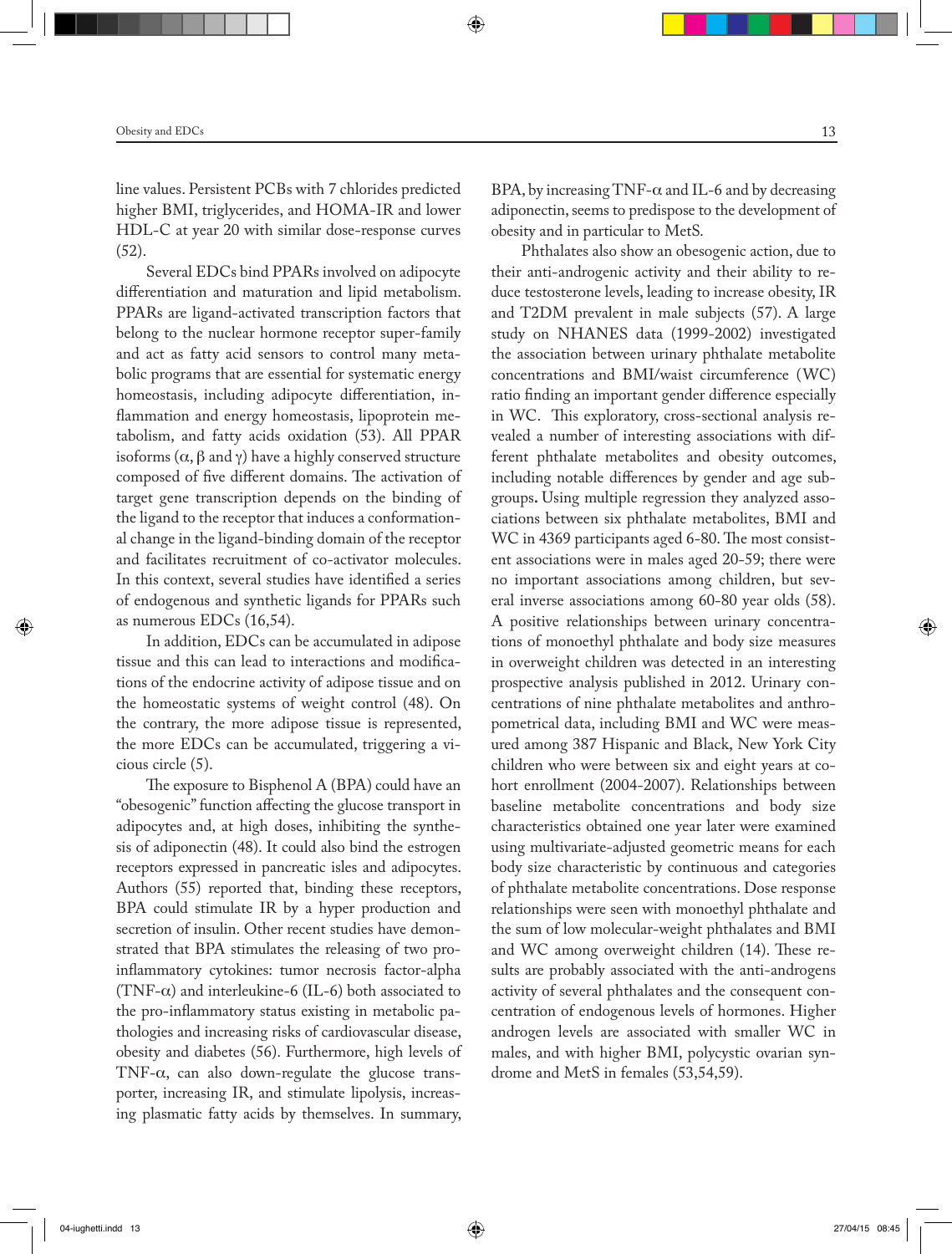line values. Persistent PCBs with 7 chlorides predicted higher BMI, triglycerides, and HOMA-IR and lower HDL-C at year 20 with similar dose-response curves (52).

Several EDCs bind PPARs involved on adipocyte differentiation and maturation and lipid metabolism. PPARs are ligand-activated transcription factors that belong to the nuclear hormone receptor super-family and act as fatty acid sensors to control many metabolic programs that are essential for systematic energy homeostasis, including adipocyte differentiation, inflammation and energy homeostasis, lipoprotein metabolism, and fatty acids oxidation (53). All PPAR isoforms (α, β and γ) have a highly conserved structure composed of five different domains. The activation of target gene transcription depends on the binding of the ligand to the receptor that induces a conformational change in the ligand-binding domain of the receptor and facilitates recruitment of co-activator molecules. In this context, several studies have identified a series of endogenous and synthetic ligands for PPARs such as numerous EDCs (16,54).

In addition, EDCs can be accumulated in adipose tissue and this can lead to interactions and modifications of the endocrine activity of adipose tissue and on the homeostatic systems of weight control (48). On the contrary, the more adipose tissue is represented, the more EDCs can be accumulated, triggering a vicious circle (5).

The exposure to Bisphenol A (BPA) could have an "obesogenic" function affecting the glucose transport in adipocytes and, at high doses, inhibiting the synthesis of adiponectin (48). It could also bind the estrogen receptors expressed in pancreatic isles and adipocytes. Authors (55) reported that, binding these receptors, BPA could stimulate IR by a hyper production and secretion of insulin. Other recent studies have demonstrated that BPA stimulates the releasing of two pro-inflammatory cytokines: tumor necrosis factor-alpha (TNF-α) and interleukine-6 (IL-6) both associated to the pro-inflammatory status existing in metabolic pathologies and increasing risks of cardiovascular disease, obesity and diabetes (56). Furthermore, high levels of TNF-α, can also down-regulate the glucose transporter, increasing IR, and stimulate lipolysis, increasing plasmatic fatty acids by themselves. In summary, BPA, by increasing TNF-α and IL-6 and by decreasing adiponectin, seems to predispose to the development of obesity and in particular to MetS.

Phthalates also show an obesogenic action, due to their anti-androgenic activity and their ability to reduce testosterone levels, leading to increase obesity, IR and T2DM prevalent in male subjects (57). A large study on NHANES data (1999-2002) investigated the association between urinary phthalate metabolite concentrations and BMI/waist circumference (WC) ratio finding an important gender difference especially in WC. This exploratory, cross-sectional analysis revealed a number of interesting associations with different phthalate metabolites and obesity outcomes, including notable differences by gender and age subgroups**.** Using multiple regression they analyzed associations between six phthalate metabolites, BMI and WC in 4369 participants aged 6-80. The most consistent associations were in males aged 20-59; there were no important associations among children, but several inverse associations among 60-80 year olds (58). A positive relationships between urinary concentrations of monoethyl phthalate and body size measures in overweight children was detected in an interesting prospective analysis published in 2012. Urinary concentrations of nine phthalate metabolites and anthropometrical data, including BMI and WC were measured among 387 Hispanic and Black, New York City children who were between six and eight years at cohort enrollment (2004-2007). Relationships between baseline metabolite concentrations and body size characteristics obtained one year later were examined using multivariate-adjusted geometric means for each body size characteristic by continuous and categories of phthalate metabolite concentrations. Dose response relationships were seen with monoethyl phthalate and the sum of low molecular-weight phthalates and BMI and WC among overweight children (14). These results are probably associated with the anti-androgens activity of several phthalates and the consequent concentration of endogenous levels of hormones. Higher androgen levels are associated with smaller WC in males, and with higher BMI, polycystic ovarian syndrome and MetS in females (53,54,59).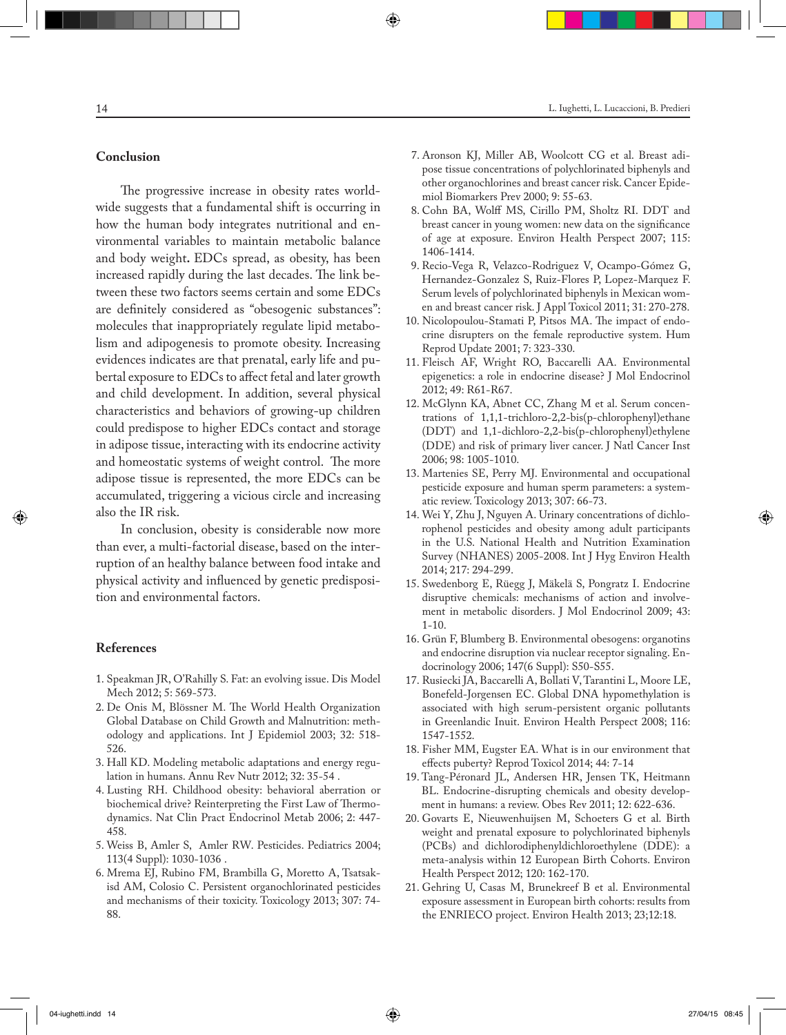## Conclusion

The progressive increase in obesity rates worldwide suggests that a fundamental shift is occurring in how the human body integrates nutritional and environmental variables to maintain metabolic balance and body weight**.** EDCs spread, as obesity, has been increased rapidly during the last decades. The link between these two factors seems certain and some EDCs are definitely considered as "obesogenic substances": molecules that inappropriately regulate lipid metabolism and adipogenesis to promote obesity. Increasing evidences indicates are that prenatal, early life and pubertal exposure to EDCs to affect fetal and later growth and child development. In addition, several physical characteristics and behaviors of growing-up children could predispose to higher EDCs contact and storage in adipose tissue, interacting with its endocrine activity and homeostatic systems of weight control. The more adipose tissue is represented, the more EDCs can be accumulated, triggering a vicious circle and increasing also the IR risk.

In conclusion, obesity is considerable now more than ever, a multi-factorial disease, based on the interruption of an healthy balance between food intake and physical activity and influenced by genetic predisposition and environmental factors.

## References

1. Speakman JR, O'Rahilly S. Fat: an evolving issue. Dis Model Mech 2012; 5: 569-573.
2. De Onis M, Blössner M. The World Health Organization Global Database on Child Growth and Malnutrition: methodology and applications. Int J Epidemiol 2003; 32: 518-526.
3. Hall KD. Modeling metabolic adaptations and energy regulation in humans. Annu Rev Nutr 2012; 32: 35-54 .
4. Lusting RH. Childhood obesity: behavioral aberration or biochemical drive? Reinterpreting the First Law of Thermodynamics. Nat Clin Pract Endocrinol Metab 2006; 2: 447-458.
5. Weiss B, Amler S, Amler RW. Pesticides. Pediatrics 2004; 113(4 Suppl): 1030-1036 .
6. Mrema EJ, Rubino FM, Brambilla G, Moretto A, Tsatsakisd AM, Colosio C. Persistent organochlorinated pesticides and mechanisms of their toxicity. Toxicology 2013; 307: 74-88.
7. Aronson KJ, Miller AB, Woolcott CG et al. Breast adipose tissue concentrations of polychlorinated biphenyls and other organochlorines and breast cancer risk. Cancer Epidemiol Biomarkers Prev 2000; 9: 55-63.
8. Cohn BA, Wolff MS, Cirillo PM, Sholtz RI. DDT and breast cancer in young women: new data on the significance of age at exposure. Environ Health Perspect 2007; 115: 1406-1414.
9. Recio-Vega R, Velazco-Rodriguez V, Ocampo-Gómez G, Hernandez-Gonzalez S, Ruiz-Flores P, Lopez-Marquez F. Serum levels of polychlorinated biphenyls in Mexican women and breast cancer risk. J Appl Toxicol 2011; 31: 270-278.
10. Nicolopoulou-Stamati P, Pitsos MA. The impact of endocrine disrupters on the female reproductive system. Hum Reprod Update 2001; 7: 323-330.
11. Fleisch AF, Wright RO, Baccarelli AA. Environmental epigenetics: a role in endocrine disease? J Mol Endocrinol 2012; 49: R61-R67.
12. McGlynn KA, Abnet CC, Zhang M et al. Serum concentrations of 1,1,1-trichloro-2,2-bis(p-chlorophenyl)ethane (DDT) and 1,1-dichloro-2,2-bis(p-chlorophenyl)ethylene (DDE) and risk of primary liver cancer. J Natl Cancer Inst 2006; 98: 1005-1010.
13. Martenies SE, Perry MJ. Environmental and occupational pesticide exposure and human sperm parameters: a systematic review. Toxicology 2013; 307: 66-73.
14. Wei Y, Zhu J, Nguyen A. Urinary concentrations of dichlorophenol pesticides and obesity among adult participants in the U.S. National Health and Nutrition Examination Survey (NHANES) 2005-2008. Int J Hyg Environ Health 2014; 217: 294-299.
15. Swedenborg E, Rüegg J, Mäkelä S, Pongratz I. Endocrine disruptive chemicals: mechanisms of action and involvement in metabolic disorders. J Mol Endocrinol 2009; 43: 1-10.
16. Grün F, Blumberg B. Environmental obesogens: organotins and endocrine disruption via nuclear receptor signaling. Endocrinology 2006; 147(6 Suppl): S50-S55.
17. Rusiecki JA, Baccarelli A, Bollati V, Tarantini L, Moore LE, Bonefeld-Jorgensen EC. Global DNA hypomethylation is associated with high serum-persistent organic pollutants in Greenlandic Inuit. Environ Health Perspect 2008; 116: 1547-1552.
18. Fisher MM, Eugster EA. What is in our environment that effects puberty? Reprod Toxicol 2014; 44: 7-14
19. Tang-Péronard JL, Andersen HR, Jensen TK, Heitmann BL. Endocrine-disrupting chemicals and obesity development in humans: a review. Obes Rev 2011; 12: 622-636.
20. Govarts E, Nieuwenhuijsen M, Schoeters G et al. Birth weight and prenatal exposure to polychlorinated biphenyls (PCBs) and dichlorodiphenyldichloroethylene (DDE): a meta-analysis within 12 European Birth Cohorts. Environ Health Perspect 2012; 120: 162-170.
21. Gehring U, Casas M, Brunekreef B et al. Environmental exposure assessment in European birth cohorts: results from the ENRIECO project. Environ Health 2013; 23;12:18.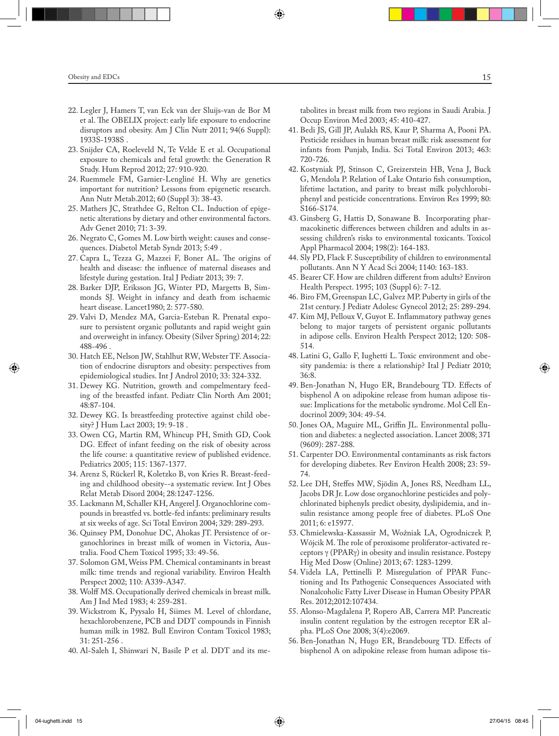22. Legler J, Hamers T, van Eck van der Sluijs-van de Bor M et al. The OBELIX project: early life exposure to endocrine disruptors and obesity. Am J Clin Nutr 2011; 94(6 Suppl): 1933S-1938S .
23. Snijder CA, Roeleveld N, Te Velde E et al. Occupational exposure to chemicals and fetal growth: the Generation R Study. Hum Reprod 2012; 27: 910-920.
24. Ruemmele FM, Garnier-Lengliné H. Why are genetics important for nutrition? Lessons from epigenetic research. Ann Nutr Metab.2012; 60 (Suppl 3): 38-43.
25. Mathers JC, Strathdee G, Relton CL. Induction of epigenetic alterations by dietary and other environmental factors. Adv Genet 2010; 71: 3-39.
26. Negrato C, Gomes M. Low birth weight: causes and consequences. Diabetol Metab Syndr 2013; 5:49 .
27. Capra L, Tezza G, Mazzei F, Boner AL. The origins of health and disease: the influence of maternal diseases and lifestyle during gestation. Ital J Pediatr 2013; 39: 7.
28. Barker DJP, Eriksson JG, Winter PD, Margetts B, Simmonds SJ. Weight in infancy and death from ischaemic heart disease. Lancet1980; 2: 577-580.
29. Valvi D, Mendez MA, Garcia-Esteban R. Prenatal exposure to persistent organic pollutants and rapid weight gain and overweight in infancy. Obesity (Silver Spring) 2014; 22: 488-496 .
30. Hatch EE, Nelson JW, Stahlhut RW, Webster TF. Association of endocrine disruptors and obesity: perspectives from epidemiological studies. Int J Androl 2010; 33: 324-332.
31. Dewey KG. Nutrition, growth and compelmentary feeding of the breastfed infant. Pediatr Clin North Am 2001; 48:87-104.
32. Dewey KG. Is breastfeeding protective against child obesity? J Hum Lact 2003; 19: 9-18 .
33. Owen CG, Martin RM, Whincup PH, Smith GD, Cook DG. Effect of infant feeding on the risk of obesity across the life course: a quantitative review of published evidence. Pediatrics 2005; 115: 1367-1377.
34. Arenz S, Rückerl R, Koletzko B, von Kries R. Breast-feeding and childhood obesity--a systematic review. Int J Obes Relat Metab Disord 2004; 28:1247-1256.
35. Lackmann M, Schaller KH, Angerel J. Organochlorine compounds in breastfed vs. bottle-fed infants: preliminary results at six weeks of age. Sci Total Environ 2004; 329: 289-293.
36. Quinsey PM, Donohue DC, Ahokas JT. Persistence of organochlorines in breast milk of women in Victoria, Australia. Food Chem Toxicol 1995; 33: 49-56.
37. Solomon GM, Weiss PM. Chemical contaminants in breast milk: time trends and regional variability. Environ Health Perspect 2002; 110: A339-A347.
38. Wolff MS. Occupationally derived chemicals in breast milk. Am J Ind Med 1983; 4: 259-281.
39. Wickstrom K, Pyysalo H, Siimes M. Level of chlordane, hexachlorobenzene, PCB and DDT compounds in Finnish human milk in 1982. Bull Environ Contam Toxicol 1983; 31: 251-256 .
40. Al-Saleh I, Shinwari N, Basile P et al. DDT and its metabolites in breast milk from two regions in Saudi Arabia. J Occup Environ Med 2003; 45: 410-427.
41. Bedi JS, Gill JP, Aulakh RS, Kaur P, Sharma A, Pooni PA. Pesticide residues in human breast milk: risk assessment for infants from Punjab, India. Sci Total Environ 2013; 463: 720-726.
42. Kostyniak PJ, Stinson C, Greizerstein HB, Vena J, Buck G, Mendola P. Relation of Lake Ontario fish consumption, lifetime lactation, and parity to breast milk polychlorobiphenyl and pesticide concentrations. Environ Res 1999; 80: S166-S174.
43. Ginsberg G, Hattis D, Sonawane B. Incorporating pharmacokinetic differences between children and adults in assessing children's risks to environmental toxicants. Toxicol Appl Pharmacol 2004; 198(2): 164-183.
44. Sly PD, Flack F. Susceptibility of children to environmental pollutants. Ann N Y Acad Sci 2004; 1140: 163-183.
45. Bearer CF. How are children different from adults? Environ Health Perspect. 1995; 103 (Suppl 6): 7-12.
46. Biro FM, Greenspan LC, Galvez MP. Puberty in girls of the 21st century. J Pediatr Adolesc Gynecol 2012; 25: 289-294.
47. Kim MJ, Pelloux V, Guyot E. Inflammatory pathway genes belong to major targets of persistent organic pollutants in adipose cells. Environ Health Perspect 2012; 120: 508-514.
48. Latini G, Gallo F, Iughetti L. Toxic environment and obesity pandemia: is there a relationship? Ital J Pediatr 2010; 36:8.
49. Ben-Jonathan N, Hugo ER, Brandebourg TD. Effects of bisphenol A on adipokine release from human adipose tissue: Implications for the metabolic syndrome. Mol Cell Endocrinol 2009; 304: 49-54.
50. Jones OA, Maguire ML, Griffin JL. Environmental pollution and diabetes: a neglected association. Lancet 2008; 371 (9609): 287-288.
51. Carpenter DO. Environmental contaminants as risk factors for developing diabetes. Rev Environ Health 2008; 23: 59-74.
52. Lee DH, Steffes MW, Sjödin A, Jones RS, Needham LL, Jacobs DR Jr. Low dose organochlorine pesticides and polychlorinated biphenyls predict obesity, dyslipidemia, and insulin resistance among people free of diabetes. PLoS One 2011; 6: e15977.
53. Chmielewska-Kassassir M, Woźniak LA, Ogrodniczek P, Wójcik M. The role of peroxisome proliferator-activated receptors γ (PPARγ) in obesity and insulin resistance. Postepy Hig Med Dosw (Online) 2013; 67: 1283-1299.
54. Videla LA, Pettinelli P. Misregulation of PPAR Functioning and Its Pathogenic Consequences Associated with Nonalcoholic Fatty Liver Disease in Human Obesity PPAR Res. 2012;2012:107434.
55. Alonso-Magdalena P, Ropero AB, Carrera MP. Pancreatic insulin content regulation by the estrogen receptor ER alpha. PLoS One 2008; 3(4):e2069.
56. Ben-Jonathan N, Hugo ER, Brandebourg TD. Effects of bisphenol A on adipokine release from human adipose tis-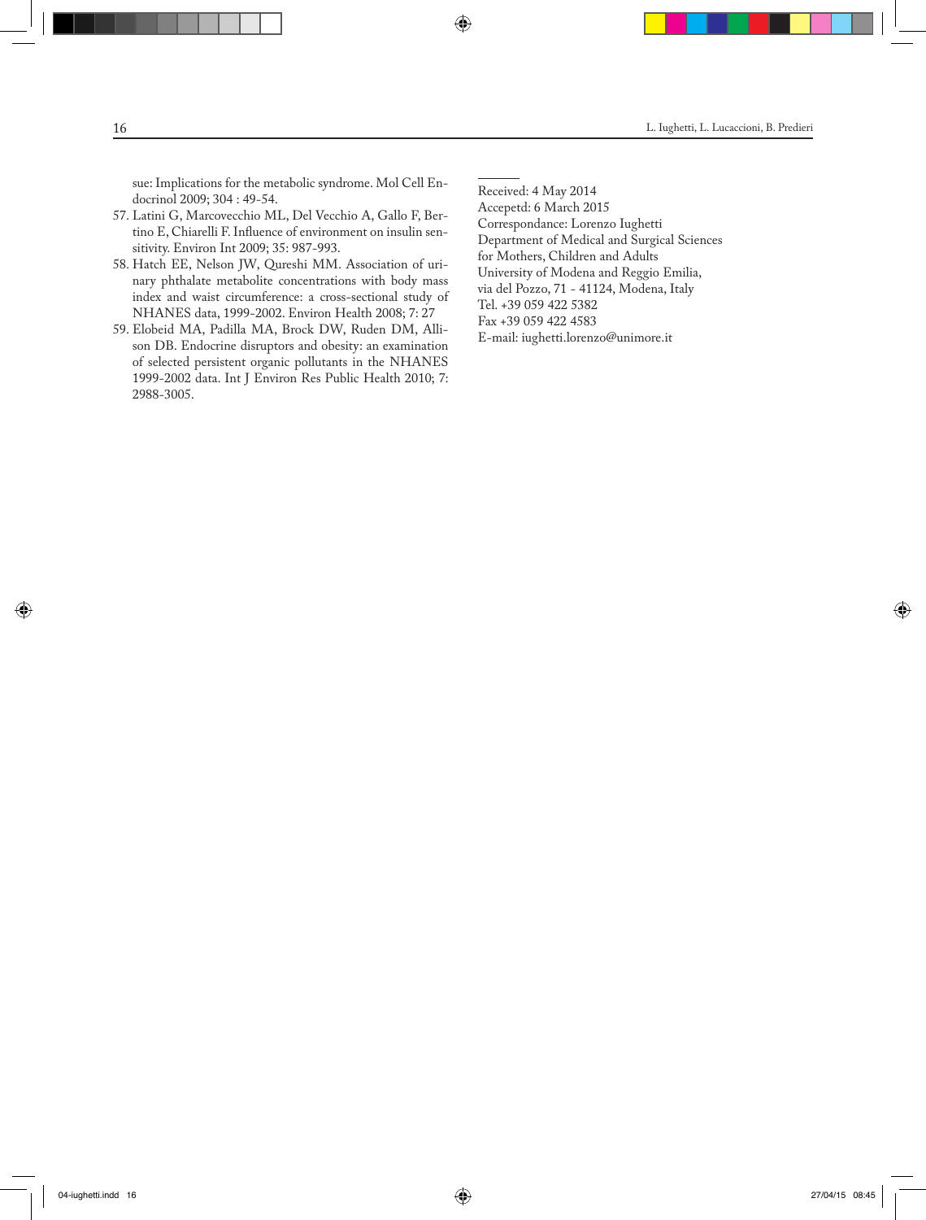sue: Implications for the metabolic syndrome. Mol Cell Endocrinol 2009; 304 : 49-54.

57. Latini G, Marcovecchio ML, Del Vecchio A, Gallo F, Bertino E, Chiarelli F. Influence of environment on insulin sensitivity. Environ Int 2009; 35: 987-993.
58. Hatch EE, Nelson JW, Qureshi MM. Association of urinary phthalate metabolite concentrations with body mass index and waist circumference: a cross-sectional study of NHANES data, 1999-2002. Environ Health 2008; 7: 27
59. Elobeid MA, Padilla MA, Brock DW, Ruden DM, Allison DB. Endocrine disruptors and obesity: an examination of selected persistent organic pollutants in the NHANES 1999-2002 data. Int J Environ Res Public Health 2010; 7: 2988-3005.

---

Received: 4 May 2014
Accepetd: 6 March 2015
Correspondance: Lorenzo Iughetti
Department of Medical and Surgical Sciences
for Mothers, Children and Adults
University of Modena and Reggio Emilia,
via del Pozzo, 71 - 41124, Modena, Italy
Tel. +39 059 422 5382
Fax +39 059 422 4583
E-mail: iughetti.lorenzo@unimore.it